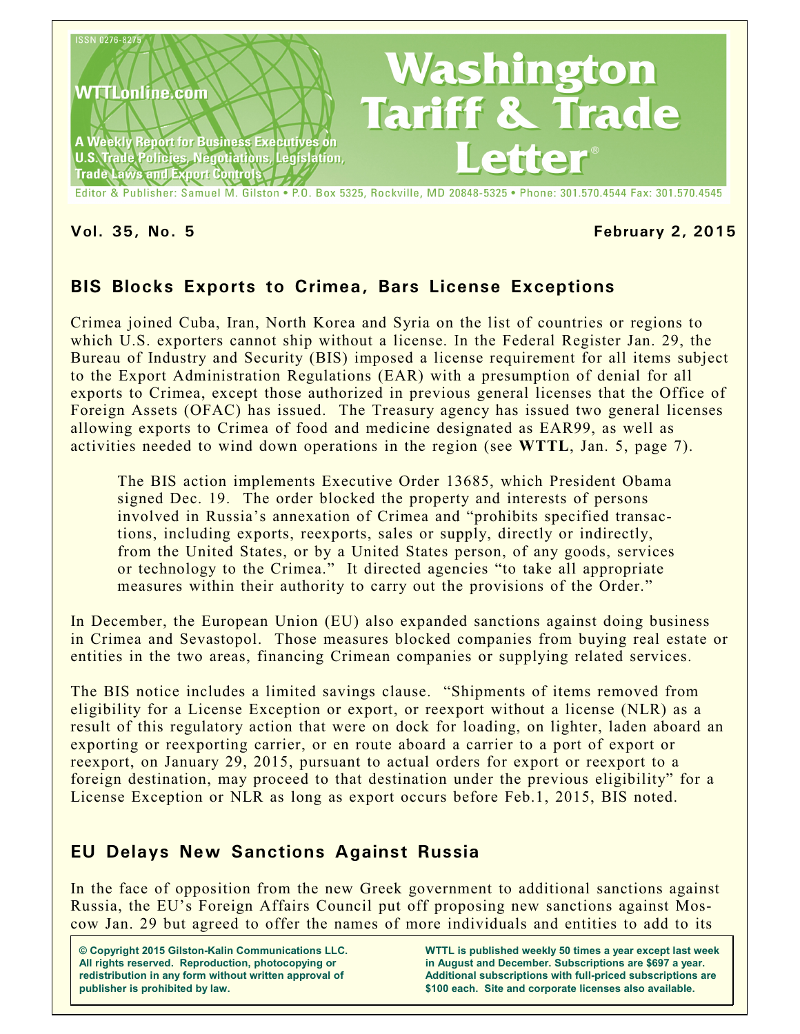ISSN 0276-8275

WTTLonline.com

A Weekly Report for Business Executives on U.S. Trade Policies, Negotiations, Legislation, Trade Laws and Export Controls

# Washington Tariff & Trade Letter®

Editor & Publisher: Samuel M. Gilston • P.O. Box 5325, Rockville, MD 20848-5325 • Phone: 301.570.4544 Fax: 301.570.4545

**Vol. 35, No. 5** **February 2, 2015**

## BIS Blocks Exports to Crimea, Bars License Exceptions

Crimea joined Cuba, Iran, North Korea and Syria on the list of countries or regions to which U.S. exporters cannot ship without a license. In the Federal Register Jan. 29, the Bureau of Industry and Security (BIS) imposed a license requirement for all items subject to the Export Administration Regulations (EAR) with a presumption of denial for all exports to Crimea, except those authorized in previous general licenses that the Office of Foreign Assets (OFAC) has issued. The Treasury agency has issued two general licenses allowing exports to Crimea of food and medicine designated as EAR99, as well as activities needed to wind down operations in the region (see **WTTL**, Jan. 5, page 7).

> The BIS action implements Executive Order 13685, which President Obama signed Dec. 19. The order blocked the property and interests of persons involved in Russia's annexation of Crimea and "prohibits specified transactions, including exports, reexports, sales or supply, directly or indirectly, from the United States, or by a United States person, of any goods, services or technology to the Crimea." It directed agencies "to take all appropriate measures within their authority to carry out the provisions of the Order."

In December, the European Union (EU) also expanded sanctions against doing business in Crimea and Sevastopol. Those measures blocked companies from buying real estate or entities in the two areas, financing Crimean companies or supplying related services.

The BIS notice includes a limited savings clause. "Shipments of items removed from eligibility for a License Exception or export, or reexport without a license (NLR) as a result of this regulatory action that were on dock for loading, on lighter, laden aboard an exporting or reexporting carrier, or en route aboard a carrier to a port of export or reexport, on January 29, 2015, pursuant to actual orders for export or reexport to a foreign destination, may proceed to that destination under the previous eligibility" for a License Exception or NLR as long as export occurs before Feb.1, 2015, BIS noted.

## EU Delays New Sanctions Against Russia

In the face of opposition from the new Greek government to additional sanctions against Russia, the EU's Foreign Affairs Council put off proposing new sanctions against Moscow Jan. 29 but agreed to offer the names of more individuals and entities to add to its

**© Copyright 2015 Gilston-Kalin Communications LLC. All rights reserved. Reproduction, photocopying or redistribution in any form without written approval of publisher is prohibited by law.**

**WTTL is published weekly 50 times a year except last week in August and December. Subscriptions are $697 a year. Additional subscriptions with full-priced subscriptions are $100 each. Site and corporate licenses also available.**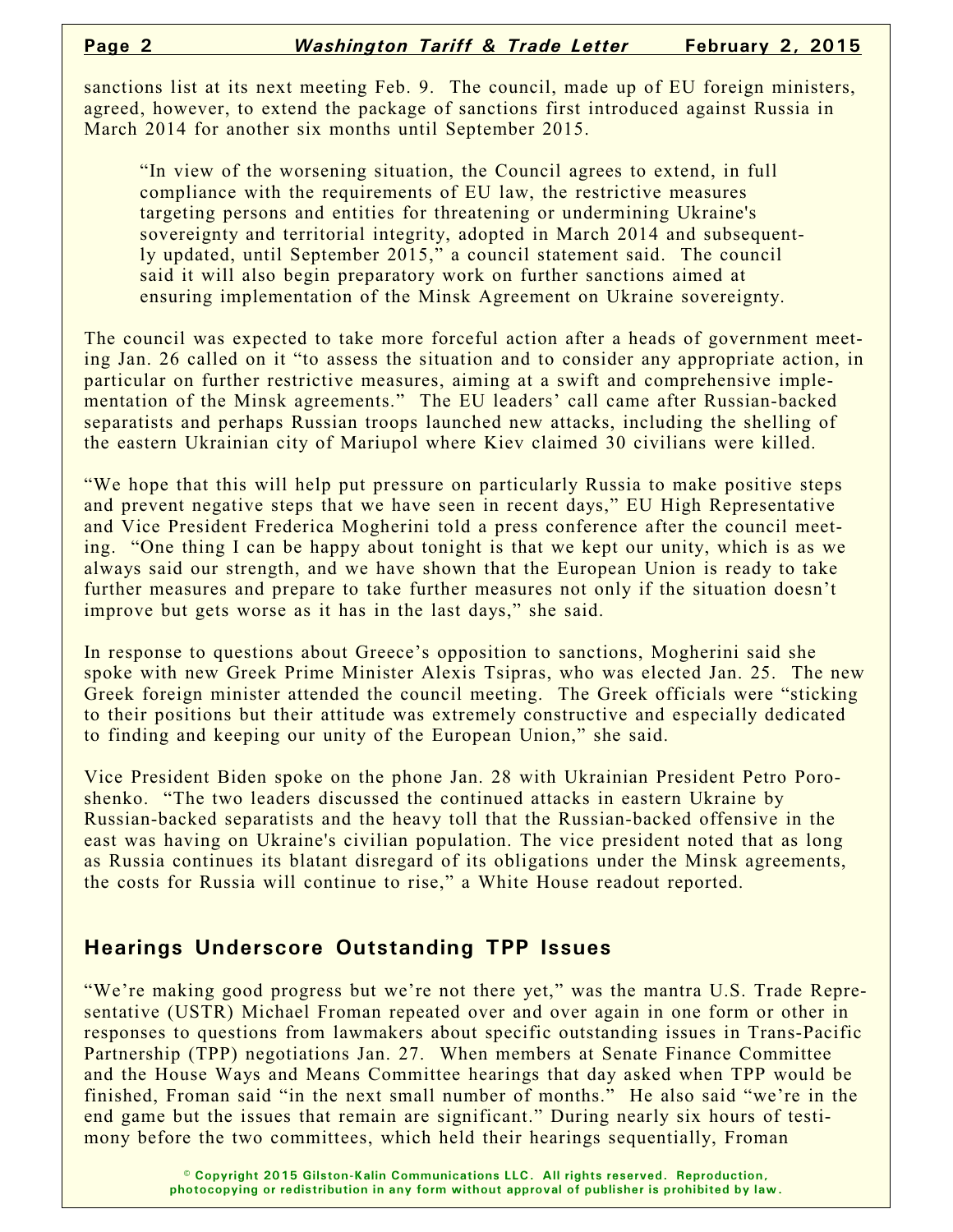sanctions list at its next meeting Feb. 9. The council, made up of EU foreign ministers, agreed, however, to extend the package of sanctions first introduced against Russia in March 2014 for another six months until September 2015.

> "In view of the worsening situation, the Council agrees to extend, in full compliance with the requirements of EU law, the restrictive measures targeting persons and entities for threatening or undermining Ukraine's sovereignty and territorial integrity, adopted in March 2014 and subsequently updated, until September 2015," a council statement said. The council said it will also begin preparatory work on further sanctions aimed at ensuring implementation of the Minsk Agreement on Ukraine sovereignty.

The council was expected to take more forceful action after a heads of government meeting Jan. 26 called on it "to assess the situation and to consider any appropriate action, in particular on further restrictive measures, aiming at a swift and comprehensive implementation of the Minsk agreements." The EU leaders' call came after Russian-backed separatists and perhaps Russian troops launched new attacks, including the shelling of the eastern Ukrainian city of Mariupol where Kiev claimed 30 civilians were killed.

"We hope that this will help put pressure on particularly Russia to make positive steps and prevent negative steps that we have seen in recent days," EU High Representative and Vice President Frederica Mogherini told a press conference after the council meeting. "One thing I can be happy about tonight is that we kept our unity, which is as we always said our strength, and we have shown that the European Union is ready to take further measures and prepare to take further measures not only if the situation doesn't improve but gets worse as it has in the last days," she said.

In response to questions about Greece's opposition to sanctions, Mogherini said she spoke with new Greek Prime Minister Alexis Tsipras, who was elected Jan. 25. The new Greek foreign minister attended the council meeting. The Greek officials were "sticking to their positions but their attitude was extremely constructive and especially dedicated to finding and keeping our unity of the European Union," she said.

Vice President Biden spoke on the phone Jan. 28 with Ukrainian President Petro Poroshenko. "The two leaders discussed the continued attacks in eastern Ukraine by Russian-backed separatists and the heavy toll that the Russian-backed offensive in the east was having on Ukraine's civilian population. The vice president noted that as long as Russia continues its blatant disregard of its obligations under the Minsk agreements, the costs for Russia will continue to rise," a White House readout reported.

## Hearings Underscore Outstanding TPP Issues

"We're making good progress but we're not there yet," was the mantra U.S. Trade Representative (USTR) Michael Froman repeated over and over again in one form or other in responses to questions from lawmakers about specific outstanding issues in Trans-Pacific Partnership (TPP) negotiations Jan. 27. When members at Senate Finance Committee and the House Ways and Means Committee hearings that day asked when TPP would be finished, Froman said "in the next small number of months." He also said "we're in the end game but the issues that remain are significant." During nearly six hours of testimony before the two committees, which held their hearings sequentially, Froman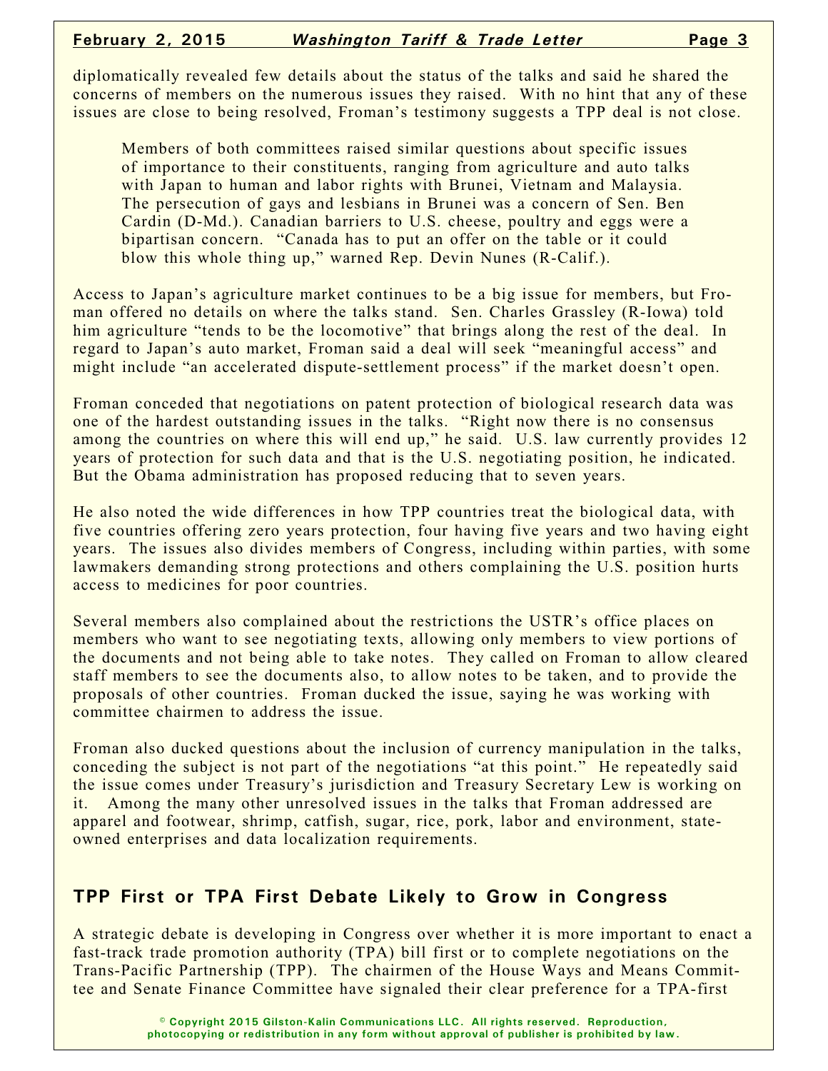diplomatically revealed few details about the status of the talks and said he shared the concerns of members on the numerous issues they raised. With no hint that any of these issues are close to being resolved, Froman's testimony suggests a TPP deal is not close.

> Members of both committees raised similar questions about specific issues of importance to their constituents, ranging from agriculture and auto talks with Japan to human and labor rights with Brunei, Vietnam and Malaysia. The persecution of gays and lesbians in Brunei was a concern of Sen. Ben Cardin (D-Md.). Canadian barriers to U.S. cheese, poultry and eggs were a bipartisan concern. "Canada has to put an offer on the table or it could blow this whole thing up," warned Rep. Devin Nunes (R-Calif.).

Access to Japan's agriculture market continues to be a big issue for members, but Froman offered no details on where the talks stand. Sen. Charles Grassley (R-Iowa) told him agriculture "tends to be the locomotive" that brings along the rest of the deal. In regard to Japan's auto market, Froman said a deal will seek "meaningful access" and might include "an accelerated dispute-settlement process" if the market doesn't open.

Froman conceded that negotiations on patent protection of biological research data was one of the hardest outstanding issues in the talks. "Right now there is no consensus among the countries on where this will end up," he said. U.S. law currently provides 12 years of protection for such data and that is the U.S. negotiating position, he indicated. But the Obama administration has proposed reducing that to seven years.

He also noted the wide differences in how TPP countries treat the biological data, with five countries offering zero years protection, four having five years and two having eight years. The issues also divides members of Congress, including within parties, with some lawmakers demanding strong protections and others complaining the U.S. position hurts access to medicines for poor countries.

Several members also complained about the restrictions the USTR's office places on members who want to see negotiating texts, allowing only members to view portions of the documents and not being able to take notes. They called on Froman to allow cleared staff members to see the documents also, to allow notes to be taken, and to provide the proposals of other countries. Froman ducked the issue, saying he was working with committee chairmen to address the issue.

Froman also ducked questions about the inclusion of currency manipulation in the talks, conceding the subject is not part of the negotiations "at this point." He repeatedly said the issue comes under Treasury's jurisdiction and Treasury Secretary Lew is working on it. Among the many other unresolved issues in the talks that Froman addressed are apparel and footwear, shrimp, catfish, sugar, rice, pork, labor and environment, state-owned enterprises and data localization requirements.

## TPP First or TPA First Debate Likely to Grow in Congress

A strategic debate is developing in Congress over whether it is more important to enact a fast-track trade promotion authority (TPA) bill first or to complete negotiations on the Trans-Pacific Partnership (TPP). The chairmen of the House Ways and Means Committee and Senate Finance Committee have signaled their clear preference for a TPA-first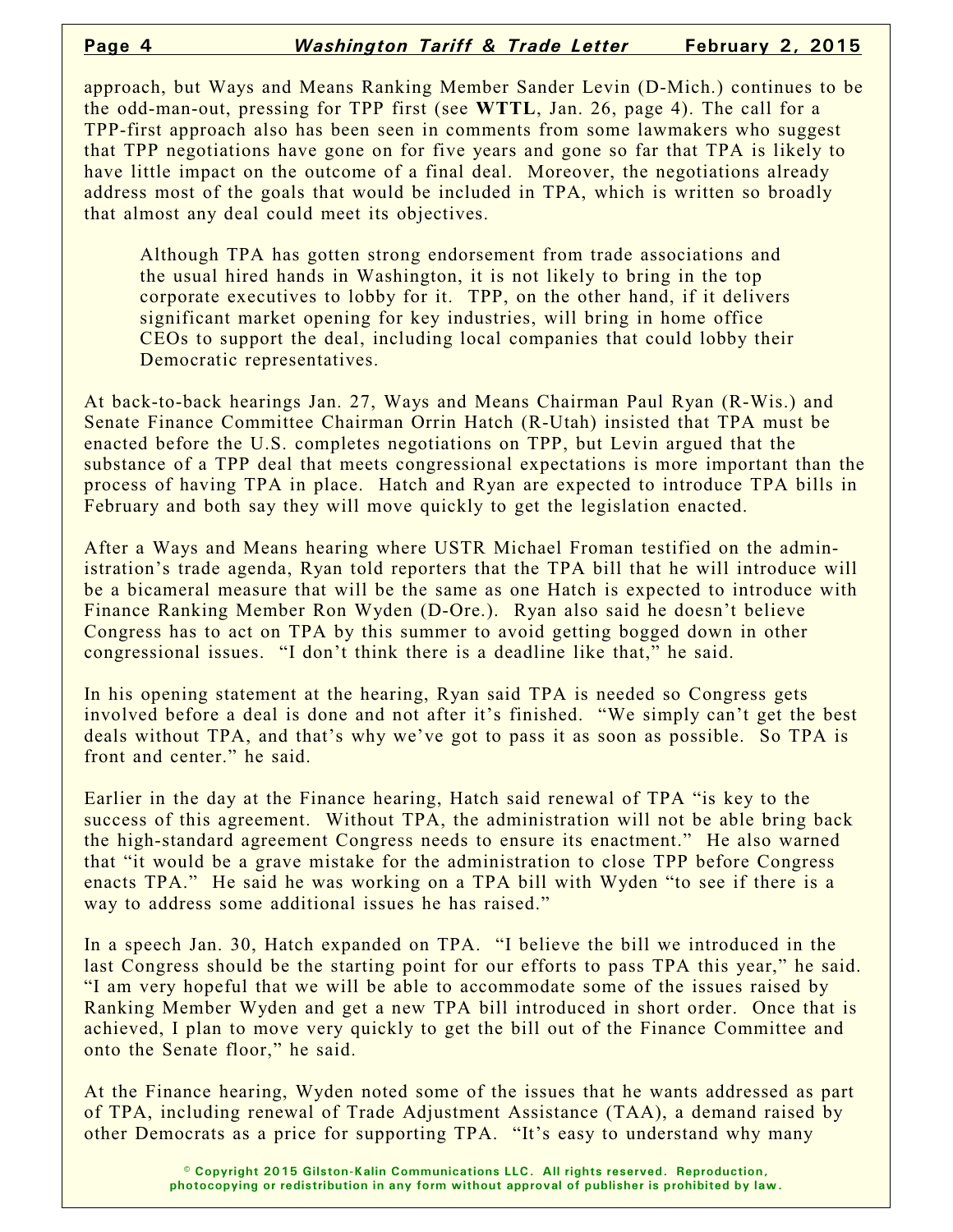approach, but Ways and Means Ranking Member Sander Levin (D-Mich.) continues to be the odd-man-out, pressing for TPP first (see **WTTL**, Jan. 26, page 4). The call for a TPP-first approach also has been seen in comments from some lawmakers who suggest that TPP negotiations have gone on for five years and gone so far that TPA is likely to have little impact on the outcome of a final deal. Moreover, the negotiations already address most of the goals that would be included in TPA, which is written so broadly that almost any deal could meet its objectives.

> Although TPA has gotten strong endorsement from trade associations and the usual hired hands in Washington, it is not likely to bring in the top corporate executives to lobby for it. TPP, on the other hand, if it delivers significant market opening for key industries, will bring in home office CEOs to support the deal, including local companies that could lobby their Democratic representatives.

At back-to-back hearings Jan. 27, Ways and Means Chairman Paul Ryan (R-Wis.) and Senate Finance Committee Chairman Orrin Hatch (R-Utah) insisted that TPA must be enacted before the U.S. completes negotiations on TPP, but Levin argued that the substance of a TPP deal that meets congressional expectations is more important than the process of having TPA in place. Hatch and Ryan are expected to introduce TPA bills in February and both say they will move quickly to get the legislation enacted.

After a Ways and Means hearing where USTR Michael Froman testified on the administration's trade agenda, Ryan told reporters that the TPA bill that he will introduce will be a bicameral measure that will be the same as one Hatch is expected to introduce with Finance Ranking Member Ron Wyden (D-Ore.). Ryan also said he doesn't believe Congress has to act on TPA by this summer to avoid getting bogged down in other congressional issues. "I don't think there is a deadline like that," he said.

In his opening statement at the hearing, Ryan said TPA is needed so Congress gets involved before a deal is done and not after it's finished. "We simply can't get the best deals without TPA, and that's why we've got to pass it as soon as possible. So TPA is front and center." he said.

Earlier in the day at the Finance hearing, Hatch said renewal of TPA "is key to the success of this agreement. Without TPA, the administration will not be able bring back the high-standard agreement Congress needs to ensure its enactment." He also warned that "it would be a grave mistake for the administration to close TPP before Congress enacts TPA." He said he was working on a TPA bill with Wyden "to see if there is a way to address some additional issues he has raised."

In a speech Jan. 30, Hatch expanded on TPA. "I believe the bill we introduced in the last Congress should be the starting point for our efforts to pass TPA this year," he said. "I am very hopeful that we will be able to accommodate some of the issues raised by Ranking Member Wyden and get a new TPA bill introduced in short order. Once that is achieved, I plan to move very quickly to get the bill out of the Finance Committee and onto the Senate floor," he said.

At the Finance hearing, Wyden noted some of the issues that he wants addressed as part of TPA, including renewal of Trade Adjustment Assistance (TAA), a demand raised by other Democrats as a price for supporting TPA. "It's easy to understand why many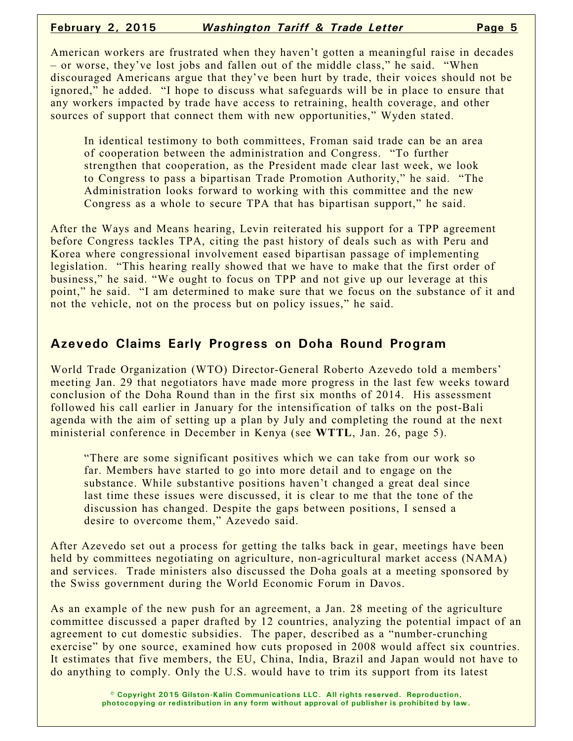American workers are frustrated when they haven't gotten a meaningful raise in decades – or worse, they've lost jobs and fallen out of the middle class," he said. "When discouraged Americans argue that they've been hurt by trade, their voices should not be ignored," he added. "I hope to discuss what safeguards will be in place to ensure that any workers impacted by trade have access to retraining, health coverage, and other sources of support that connect them with new opportunities," Wyden stated.

> In identical testimony to both committees, Froman said trade can be an area of cooperation between the administration and Congress. "To further strengthen that cooperation, as the President made clear last week, we look to Congress to pass a bipartisan Trade Promotion Authority," he said. "The Administration looks forward to working with this committee and the new Congress as a whole to secure TPA that has bipartisan support," he said.

After the Ways and Means hearing, Levin reiterated his support for a TPP agreement before Congress tackles TPA, citing the past history of deals such as with Peru and Korea where congressional involvement eased bipartisan passage of implementing legislation. "This hearing really showed that we have to make that the first order of business," he said. "We ought to focus on TPP and not give up our leverage at this point," he said. "I am determined to make sure that we focus on the substance of it and not the vehicle, not on the process but on policy issues," he said.

## Azevedo Claims Early Progress on Doha Round Program

World Trade Organization (WTO) Director-General Roberto Azevedo told a members' meeting Jan. 29 that negotiators have made more progress in the last few weeks toward conclusion of the Doha Round than in the first six months of 2014. His assessment followed his call earlier in January for the intensification of talks on the post-Bali agenda with the aim of setting up a plan by July and completing the round at the next ministerial conference in December in Kenya (see **WTTL**, Jan. 26, page 5).

> "There are some significant positives which we can take from our work so far. Members have started to go into more detail and to engage on the substance. While substantive positions haven't changed a great deal since last time these issues were discussed, it is clear to me that the tone of the discussion has changed. Despite the gaps between positions, I sensed a desire to overcome them," Azevedo said.

After Azevedo set out a process for getting the talks back in gear, meetings have been held by committees negotiating on agriculture, non-agricultural market access (NAMA) and services. Trade ministers also discussed the Doha goals at a meeting sponsored by the Swiss government during the World Economic Forum in Davos.

As an example of the new push for an agreement, a Jan. 28 meeting of the agriculture committee discussed a paper drafted by 12 countries, analyzing the potential impact of an agreement to cut domestic subsidies. The paper, described as a "number-crunching exercise" by one source, examined how cuts proposed in 2008 would affect six countries. It estimates that five members, the EU, China, India, Brazil and Japan would not have to do anything to comply. Only the U.S. would have to trim its support from its latest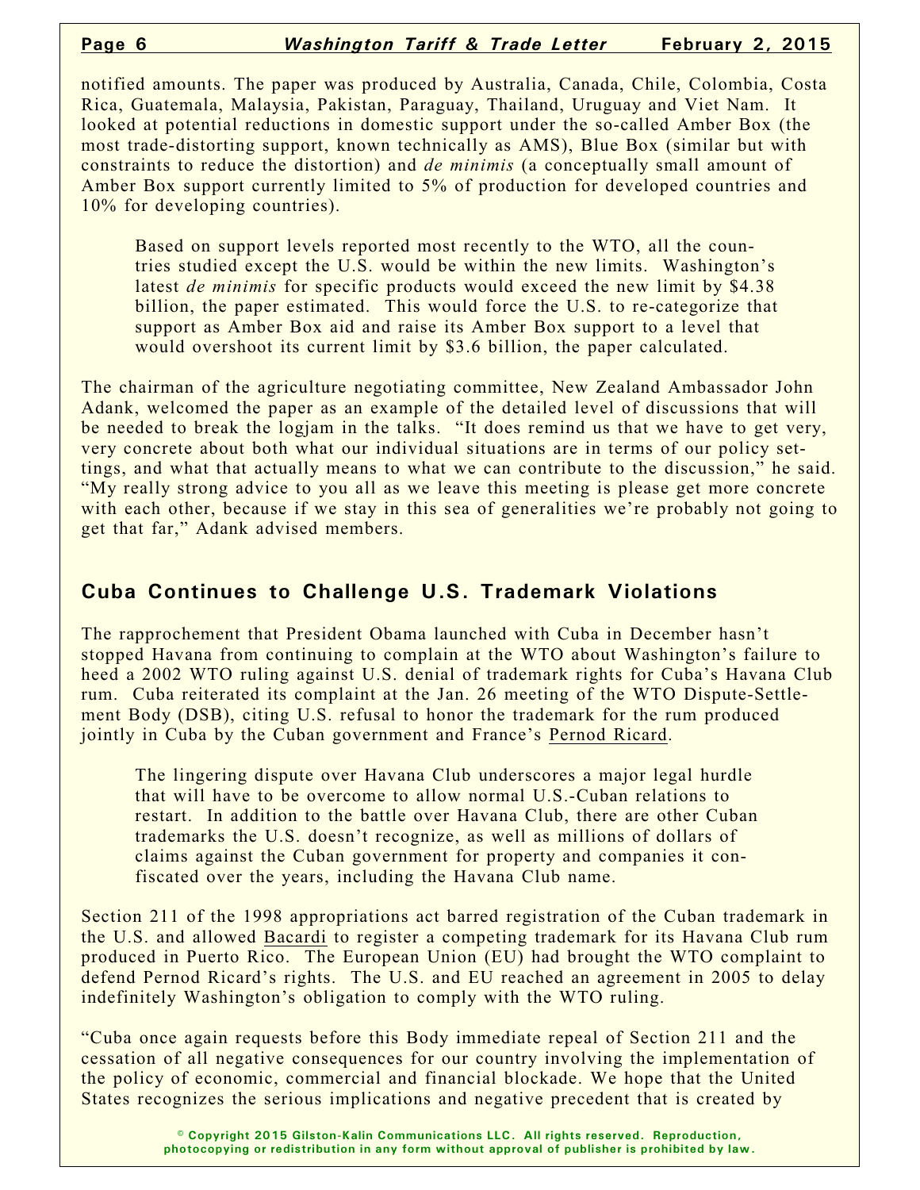notified amounts. The paper was produced by Australia, Canada, Chile, Colombia, Costa Rica, Guatemala, Malaysia, Pakistan, Paraguay, Thailand, Uruguay and Viet Nam. It looked at potential reductions in domestic support under the so-called Amber Box (the most trade-distorting support, known technically as AMS), Blue Box (similar but with constraints to reduce the distortion) and *de minimis* (a conceptually small amount of Amber Box support currently limited to 5% of production for developed countries and 10% for developing countries).

> Based on support levels reported most recently to the WTO, all the countries studied except the U.S. would be within the new limits. Washington's latest *de minimis* for specific products would exceed the new limit by $4.38 billion, the paper estimated. This would force the U.S. to re-categorize that support as Amber Box aid and raise its Amber Box support to a level that would overshoot its current limit by $3.6 billion, the paper calculated.

The chairman of the agriculture negotiating committee, New Zealand Ambassador John Adank, welcomed the paper as an example of the detailed level of discussions that will be needed to break the logjam in the talks. "It does remind us that we have to get very, very concrete about both what our individual situations are in terms of our policy settings, and what that actually means to what we can contribute to the discussion," he said. "My really strong advice to you all as we leave this meeting is please get more concrete with each other, because if we stay in this sea of generalities we're probably not going to get that far," Adank advised members.

## Cuba Continues to Challenge U.S. Trademark Violations

The rapprochement that President Obama launched with Cuba in December hasn't stopped Havana from continuing to complain at the WTO about Washington's failure to heed a 2002 WTO ruling against U.S. denial of trademark rights for Cuba's Havana Club rum. Cuba reiterated its complaint at the Jan. 26 meeting of the WTO Dispute-Settlement Body (DSB), citing U.S. refusal to honor the trademark for the rum produced jointly in Cuba by the Cuban government and France's Pernod Ricard.

> The lingering dispute over Havana Club underscores a major legal hurdle that will have to be overcome to allow normal U.S.-Cuban relations to restart. In addition to the battle over Havana Club, there are other Cuban trademarks the U.S. doesn't recognize, as well as millions of dollars of claims against the Cuban government for property and companies it confiscated over the years, including the Havana Club name.

Section 211 of the 1998 appropriations act barred registration of the Cuban trademark in the U.S. and allowed Bacardi to register a competing trademark for its Havana Club rum produced in Puerto Rico. The European Union (EU) had brought the WTO complaint to defend Pernod Ricard's rights. The U.S. and EU reached an agreement in 2005 to delay indefinitely Washington's obligation to comply with the WTO ruling.

"Cuba once again requests before this Body immediate repeal of Section 211 and the cessation of all negative consequences for our country involving the implementation of the policy of economic, commercial and financial blockade. We hope that the United States recognizes the serious implications and negative precedent that is created by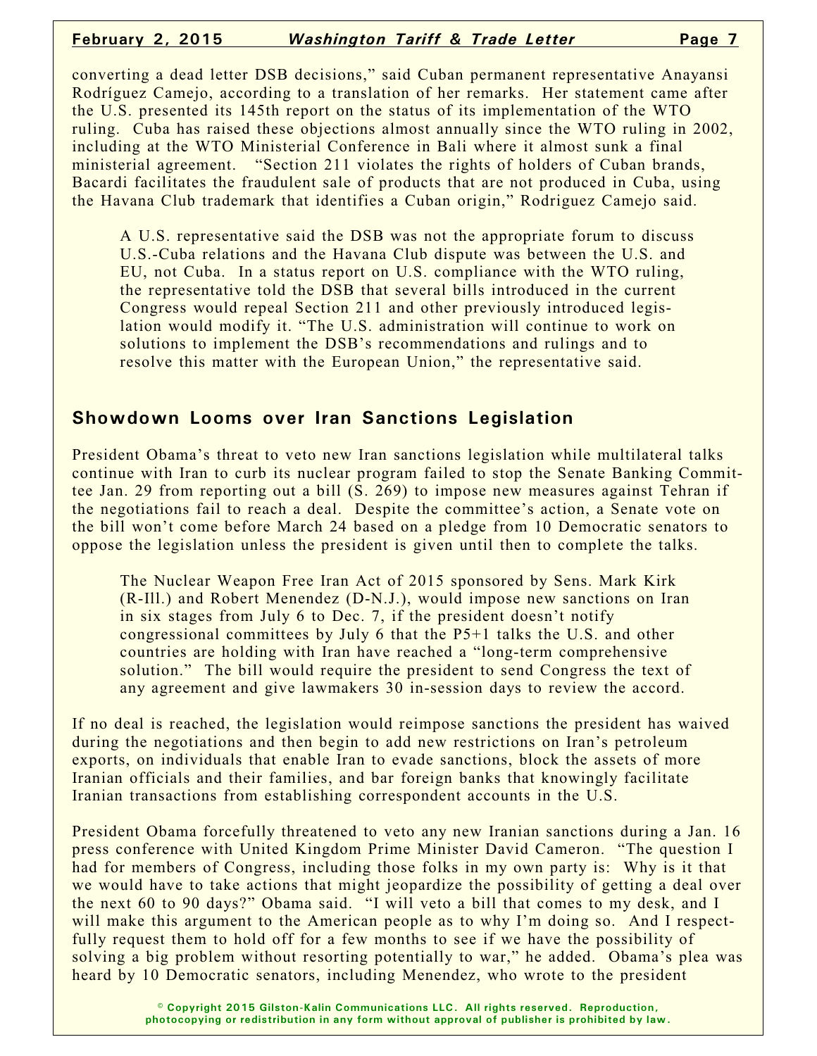converting a dead letter DSB decisions," said Cuban permanent representative Anayansi Rodríguez Camejo, according to a translation of her remarks. Her statement came after the U.S. presented its 145th report on the status of its implementation of the WTO ruling. Cuba has raised these objections almost annually since the WTO ruling in 2002, including at the WTO Ministerial Conference in Bali where it almost sunk a final ministerial agreement. "Section 211 violates the rights of holders of Cuban brands, Bacardi facilitates the fraudulent sale of products that are not produced in Cuba, using the Havana Club trademark that identifies a Cuban origin," Rodriguez Camejo said.

A U.S. representative said the DSB was not the appropriate forum to discuss U.S.-Cuba relations and the Havana Club dispute was between the U.S. and EU, not Cuba. In a status report on U.S. compliance with the WTO ruling, the representative told the DSB that several bills introduced in the current Congress would repeal Section 211 and other previously introduced legislation would modify it. "The U.S. administration will continue to work on solutions to implement the DSB's recommendations and rulings and to resolve this matter with the European Union," the representative said.

## Showdown Looms over Iran Sanctions Legislation

President Obama's threat to veto new Iran sanctions legislation while multilateral talks continue with Iran to curb its nuclear program failed to stop the Senate Banking Committee Jan. 29 from reporting out a bill (S. 269) to impose new measures against Tehran if the negotiations fail to reach a deal. Despite the committee's action, a Senate vote on the bill won't come before March 24 based on a pledge from 10 Democratic senators to oppose the legislation unless the president is given until then to complete the talks.

The Nuclear Weapon Free Iran Act of 2015 sponsored by Sens. Mark Kirk (R-Ill.) and Robert Menendez (D-N.J.), would impose new sanctions on Iran in six stages from July 6 to Dec. 7, if the president doesn't notify congressional committees by July 6 that the P5+1 talks the U.S. and other countries are holding with Iran have reached a "long-term comprehensive solution." The bill would require the president to send Congress the text of any agreement and give lawmakers 30 in-session days to review the accord.

If no deal is reached, the legislation would reimpose sanctions the president has waived during the negotiations and then begin to add new restrictions on Iran's petroleum exports, on individuals that enable Iran to evade sanctions, block the assets of more Iranian officials and their families, and bar foreign banks that knowingly facilitate Iranian transactions from establishing correspondent accounts in the U.S.

President Obama forcefully threatened to veto any new Iranian sanctions during a Jan. 16 press conference with United Kingdom Prime Minister David Cameron. "The question I had for members of Congress, including those folks in my own party is: Why is it that we would have to take actions that might jeopardize the possibility of getting a deal over the next 60 to 90 days?" Obama said. "I will veto a bill that comes to my desk, and I will make this argument to the American people as to why I'm doing so. And I respectfully request them to hold off for a few months to see if we have the possibility of solving a big problem without resorting potentially to war," he added. Obama's plea was heard by 10 Democratic senators, including Menendez, who wrote to the president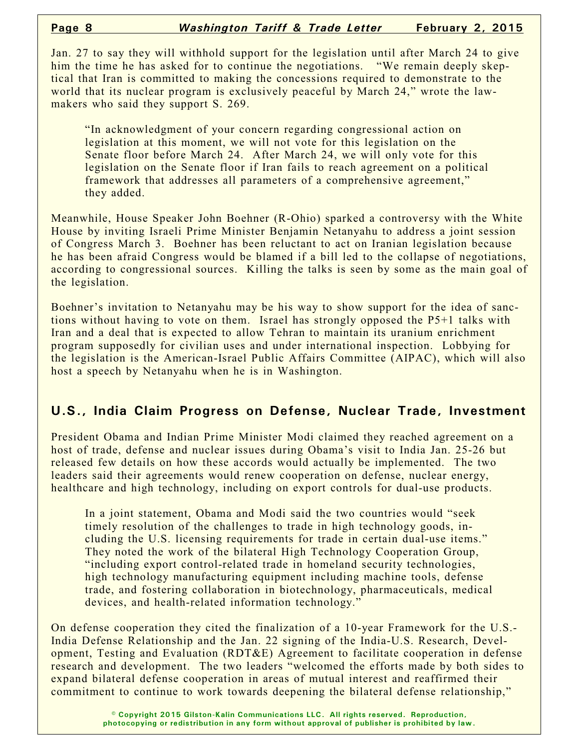Jan. 27 to say they will withhold support for the legislation until after March 24 to give him the time he has asked for to continue the negotiations. "We remain deeply skeptical that Iran is committed to making the concessions required to demonstrate to the world that its nuclear program is exclusively peaceful by March 24," wrote the lawmakers who said they support S. 269.

> "In acknowledgment of your concern regarding congressional action on legislation at this moment, we will not vote for this legislation on the Senate floor before March 24. After March 24, we will only vote for this legislation on the Senate floor if Iran fails to reach agreement on a political framework that addresses all parameters of a comprehensive agreement," they added.

Meanwhile, House Speaker John Boehner (R-Ohio) sparked a controversy with the White House by inviting Israeli Prime Minister Benjamin Netanyahu to address a joint session of Congress March 3. Boehner has been reluctant to act on Iranian legislation because he has been afraid Congress would be blamed if a bill led to the collapse of negotiations, according to congressional sources. Killing the talks is seen by some as the main goal of the legislation.

Boehner's invitation to Netanyahu may be his way to show support for the idea of sanctions without having to vote on them. Israel has strongly opposed the P5+1 talks with Iran and a deal that is expected to allow Tehran to maintain its uranium enrichment program supposedly for civilian uses and under international inspection. Lobbying for the legislation is the American-Israel Public Affairs Committee (AIPAC), which will also host a speech by Netanyahu when he is in Washington.

## U.S., India Claim Progress on Defense, Nuclear Trade, Investment

President Obama and Indian Prime Minister Modi claimed they reached agreement on a host of trade, defense and nuclear issues during Obama's visit to India Jan. 25-26 but released few details on how these accords would actually be implemented. The two leaders said their agreements would renew cooperation on defense, nuclear energy, healthcare and high technology, including on export controls for dual-use products.

> In a joint statement, Obama and Modi said the two countries would "seek timely resolution of the challenges to trade in high technology goods, including the U.S. licensing requirements for trade in certain dual-use items." They noted the work of the bilateral High Technology Cooperation Group, "including export control-related trade in homeland security technologies, high technology manufacturing equipment including machine tools, defense trade, and fostering collaboration in biotechnology, pharmaceuticals, medical devices, and health-related information technology."

On defense cooperation they cited the finalization of a 10-year Framework for the U.S.-India Defense Relationship and the Jan. 22 signing of the India-U.S. Research, Development, Testing and Evaluation (RDT&E) Agreement to facilitate cooperation in defense research and development. The two leaders "welcomed the efforts made by both sides to expand bilateral defense cooperation in areas of mutual interest and reaffirmed their commitment to continue to work towards deepening the bilateral defense relationship,"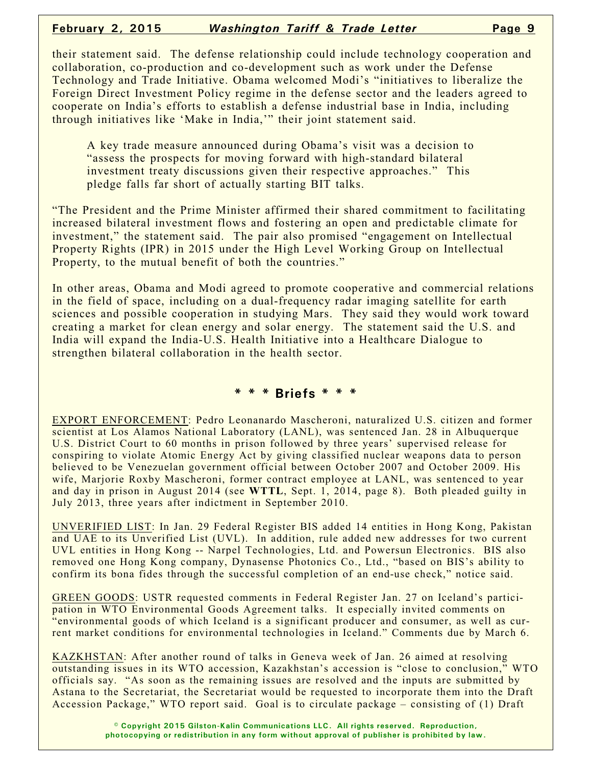their statement said. The defense relationship could include technology cooperation and collaboration, co-production and co-development such as work under the Defense Technology and Trade Initiative. Obama welcomed Modi's "initiatives to liberalize the Foreign Direct Investment Policy regime in the defense sector and the leaders agreed to cooperate on India's efforts to establish a defense industrial base in India, including through initiatives like 'Make in India,'" their joint statement said.

> A key trade measure announced during Obama's visit was a decision to "assess the prospects for moving forward with high-standard bilateral investment treaty discussions given their respective approaches." This pledge falls far short of actually starting BIT talks.

"The President and the Prime Minister affirmed their shared commitment to facilitating increased bilateral investment flows and fostering an open and predictable climate for investment," the statement said. The pair also promised "engagement on Intellectual Property Rights (IPR) in 2015 under the High Level Working Group on Intellectual Property, to the mutual benefit of both the countries."

In other areas, Obama and Modi agreed to promote cooperative and commercial relations in the field of space, including on a dual-frequency radar imaging satellite for earth sciences and possible cooperation in studying Mars. They said they would work toward creating a market for clean energy and solar energy. The statement said the U.S. and India will expand the India-U.S. Health Initiative into a Healthcare Dialogue to strengthen bilateral collaboration in the health sector.

## * * * Briefs * * *

EXPORT ENFORCEMENT: Pedro Leonanardo Mascheroni, naturalized U.S. citizen and former scientist at Los Alamos National Laboratory (LANL), was sentenced Jan. 28 in Albuquerque U.S. District Court to 60 months in prison followed by three years' supervised release for conspiring to violate Atomic Energy Act by giving classified nuclear weapons data to person believed to be Venezuelan government official between October 2007 and October 2009. His wife, Marjorie Roxby Mascheroni, former contract employee at LANL, was sentenced to year and day in prison in August 2014 (see **WTTL**, Sept. 1, 2014, page 8). Both pleaded guilty in July 2013, three years after indictment in September 2010.

UNVERIFIED LIST: In Jan. 29 Federal Register BIS added 14 entities in Hong Kong, Pakistan and UAE to its Unverified List (UVL). In addition, rule added new addresses for two current UVL entities in Hong Kong -- Narpel Technologies, Ltd. and Powersun Electronics. BIS also removed one Hong Kong company, Dynasense Photonics Co., Ltd., "based on BIS's ability to confirm its bona fides through the successful completion of an end-use check," notice said.

GREEN GOODS: USTR requested comments in Federal Register Jan. 27 on Iceland's participation in WTO Environmental Goods Agreement talks. It especially invited comments on "environmental goods of which Iceland is a significant producer and consumer, as well as current market conditions for environmental technologies in Iceland." Comments due by March 6.

KAZKHSTAN: After another round of talks in Geneva week of Jan. 26 aimed at resolving outstanding issues in its WTO accession, Kazakhstan's accession is "close to conclusion," WTO officials say. "As soon as the remaining issues are resolved and the inputs are submitted by Astana to the Secretariat, the Secretariat would be requested to incorporate them into the Draft Accession Package," WTO report said. Goal is to circulate package – consisting of (1) Draft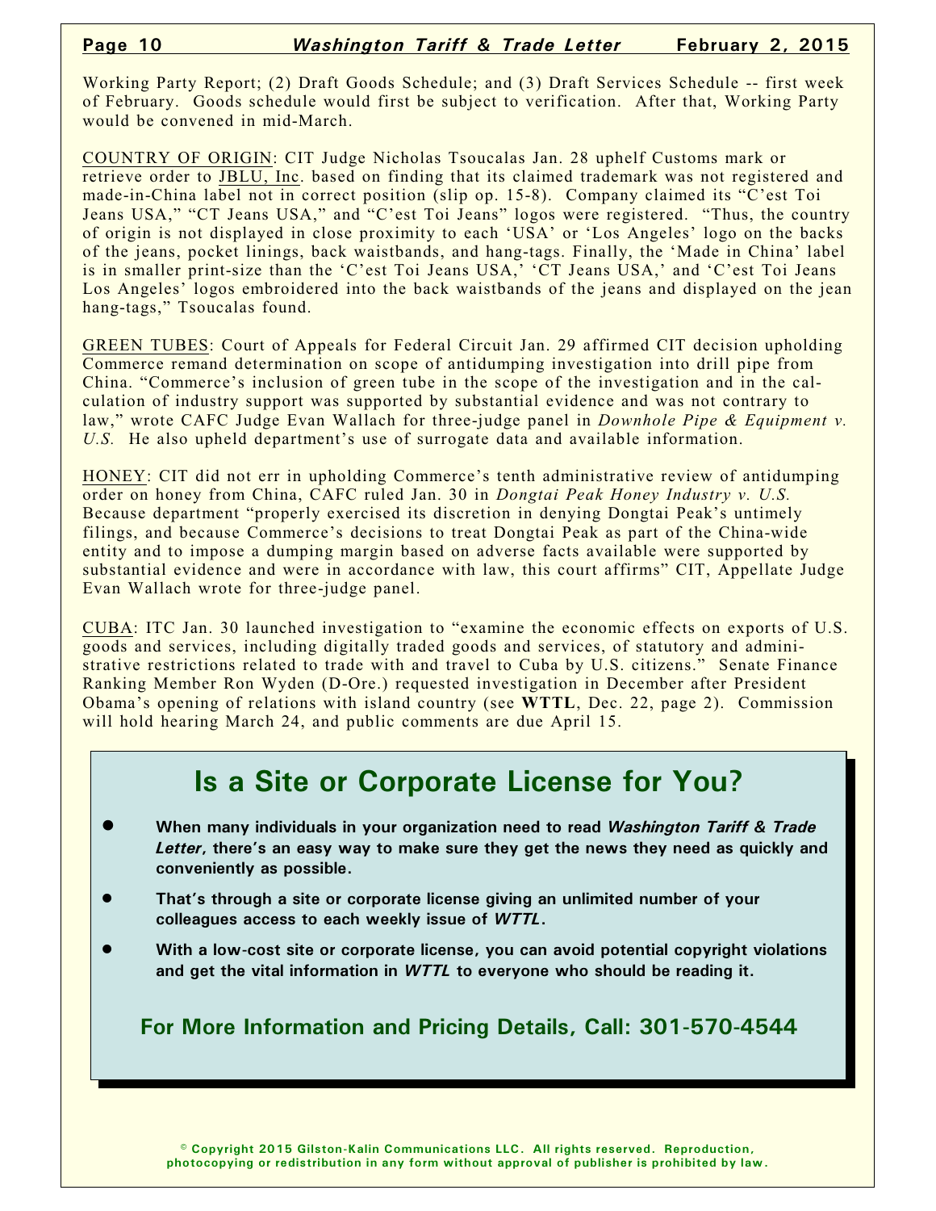Working Party Report; (2) Draft Goods Schedule; and (3) Draft Services Schedule -- first week of February. Goods schedule would first be subject to verification. After that, Working Party would be convened in mid-March.

COUNTRY OF ORIGIN: CIT Judge Nicholas Tsoucalas Jan. 28 uphelf Customs mark or retrieve order to JBLU, Inc. based on finding that its claimed trademark was not registered and made-in-China label not in correct position (slip op. 15-8). Company claimed its "C'est Toi Jeans USA," "CT Jeans USA," and "C'est Toi Jeans" logos were registered. "Thus, the country of origin is not displayed in close proximity to each 'USA' or 'Los Angeles' logo on the backs of the jeans, pocket linings, back waistbands, and hang-tags. Finally, the 'Made in China' label is in smaller print-size than the 'C'est Toi Jeans USA,' 'CT Jeans USA,' and 'C'est Toi Jeans Los Angeles' logos embroidered into the back waistbands of the jeans and displayed on the jean hang-tags," Tsoucalas found.

GREEN TUBES: Court of Appeals for Federal Circuit Jan. 29 affirmed CIT decision upholding Commerce remand determination on scope of antidumping investigation into drill pipe from China. "Commerce's inclusion of green tube in the scope of the investigation and in the calculation of industry support was supported by substantial evidence and was not contrary to law," wrote CAFC Judge Evan Wallach for three-judge panel in *Downhole Pipe & Equipment v. U.S.* He also upheld department's use of surrogate data and available information.

HONEY: CIT did not err in upholding Commerce's tenth administrative review of antidumping order on honey from China, CAFC ruled Jan. 30 in *Dongtai Peak Honey Industry v. U.S.* Because department "properly exercised its discretion in denying Dongtai Peak's untimely filings, and because Commerce's decisions to treat Dongtai Peak as part of the China-wide entity and to impose a dumping margin based on adverse facts available were supported by substantial evidence and were in accordance with law, this court affirms" CIT, Appellate Judge Evan Wallach wrote for three-judge panel.

CUBA: ITC Jan. 30 launched investigation to "examine the economic effects on exports of U.S. goods and services, including digitally traded goods and services, of statutory and administrative restrictions related to trade with and travel to Cuba by U.S. citizens." Senate Finance Ranking Member Ron Wyden (D-Ore.) requested investigation in December after President Obama's opening of relations with island country (see **WTTL**, Dec. 22, page 2). Commission will hold hearing March 24, and public comments are due April 15.

## Is a Site or Corporate License for You?

- **When many individuals in your organization need to read *Washington Tariff & Trade Letter*, there's an easy way to make sure they get the news they need as quickly and conveniently as possible.**
- **That's through a site or corporate license giving an unlimited number of your colleagues access to each weekly issue of *WTTL*.**
- **With a low-cost site or corporate license, you can avoid potential copyright violations and get the vital information in *WTTL* to everyone who should be reading it.**

**For More Information and Pricing Details, Call: 301-570-4544**

**© Copyright 2015 Gilston-Kalin Communications LLC. All rights reserved. Reproduction, photocopying or redistribution in any form without approval of publisher is prohibited by law.**